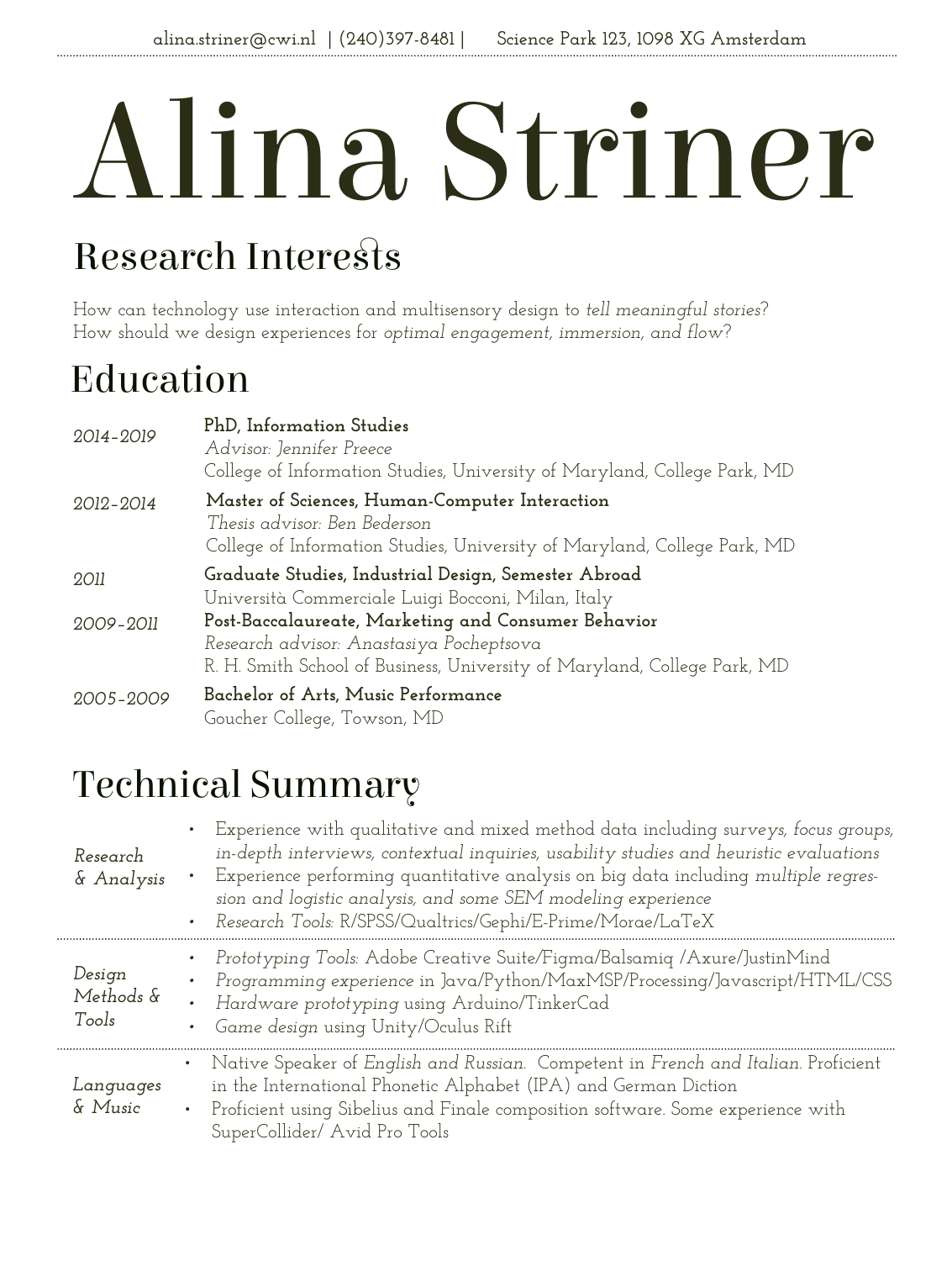alina.striner@cwi.nl | (240)397-8481 | Science Park 123, 1098 XG Amsterdam

# Alina Striner

## Research Interests

How can technology use interaction and multisensory design to *tell meaningful stories*?
How should we design experiences for *optimal engagement, immersion, and flow*?

## Education

*2014–2019* **PhD, Information Studies**
*Advisor: Jennifer Preece*
College of Information Studies, University of Maryland, College Park, MD

*2012–2014* **Master of Sciences, Human-Computer Interaction**
*Thesis advisor: Ben Bederson*
College of Information Studies, University of Maryland, College Park, MD

*2011* **Graduate Studies, Industrial Design, Semester Abroad**
Università Commerciale Luigi Bocconi, Milan, Italy

*2009–2011* **Post-Baccalaureate, Marketing and Consumer Behavior**
*Research advisor: Anastasiya Pocheptsova*
R. H. Smith School of Business, University of Maryland, College Park, MD

*2005–2009* **Bachelor of Arts, Music Performance**
Goucher College, Towson, MD

## Technical Summary

*Research & Analysis*

- Experience with qualitative and mixed method data including surveys, *focus groups, in-depth interviews, contextual inquiries, usability studies and heuristic evaluations*
- Experience performing quantitative analysis on big data including *multiple regression and logistic analysis, and some SEM modeling experience*
- *Research Tools:* R/SPSS/Qualtrics/Gephi/E-Prime/Morae/LaTeX

*Design Methods & Tools*

- *Prototyping Tools:* Adobe Creative Suite/Figma/Balsamiq /Axure/JustinMind
- *Programming experience* in Java/Python/MaxMSP/Processing/Javascript/HTML/CSS
- *Hardware prototyping* using Arduino/TinkerCad
- *Game design* using Unity/Oculus Rift

*Languages & Music*

- Native Speaker of *English and Russian*. Competent in *French and Italian*. Proficient in the International Phonetic Alphabet (IPA) and German Diction
- Proficient using Sibelius and Finale composition software. Some experience with SuperCollider/ Avid Pro Tools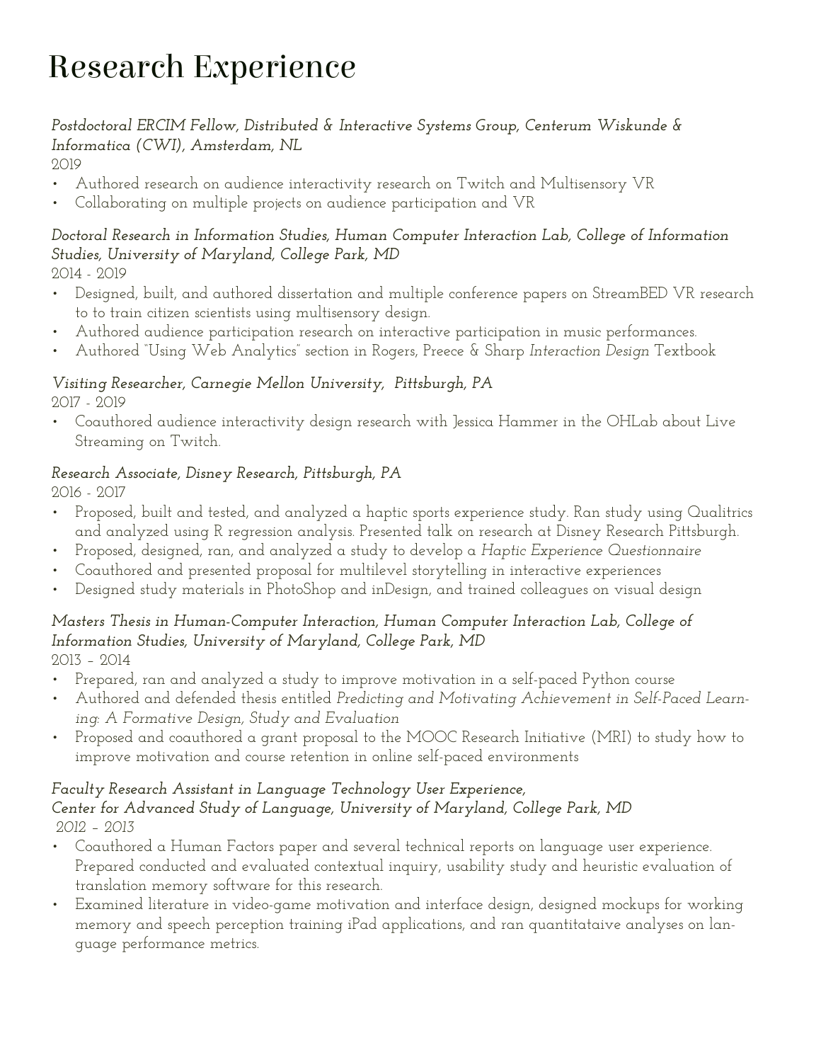# Research Experience

*Postdoctoral ERCIM Fellow, Distributed & Interactive Systems Group, Centerum Wiskunde & Informatica (CWI), Amsterdam, NL*
2019

- Authored research on audience interactivity research on Twitch and Multisensory VR
- Collaborating on multiple projects on audience participation and VR

*Doctoral Research in Information Studies, Human Computer Interaction Lab, College of Information Studies, University of Maryland, College Park, MD*
2014 - 2019

- Designed, built, and authored dissertation and multiple conference papers on StreamBED VR research to to train citizen scientists using multisensory design.
- Authored audience participation research on interactive participation in music performances.
- Authored "Using Web Analytics" section in Rogers, Preece & Sharp *Interaction Design* Textbook

*Visiting Researcher, Carnegie Mellon University, Pittsburgh, PA*
2017 - 2019

- Coauthored audience interactivity design research with Jessica Hammer in the OHLab about Live Streaming on Twitch.

*Research Associate, Disney Research, Pittsburgh, PA*
2016 - 2017

- Proposed, built and tested, and analyzed a haptic sports experience study. Ran study using Qualitrics and analyzed using R regression analysis. Presented talk on research at Disney Research Pittsburgh.
- Proposed, designed, ran, and analyzed a study to develop a *Haptic Experience Questionnaire*
- Coauthored and presented proposal for multilevel storytelling in interactive experiences
- Designed study materials in PhotoShop and inDesign, and trained colleagues on visual design

*Masters Thesis in Human-Computer Interaction, Human Computer Interaction Lab, College of Information Studies, University of Maryland, College Park, MD*
2013 – 2014

- Prepared, ran and analyzed a study to improve motivation in a self-paced Python course
- Authored and defended thesis entitled *Predicting and Motivating Achievement in Self-Paced Learning: A Formative Design, Study and Evaluation*
- Proposed and coauthored a grant proposal to the MOOC Research Initiative (MRI) to study how to improve motivation and course retention in online self-paced environments

*Faculty Research Assistant in Language Technology User Experience, Center for Advanced Study of Language, University of Maryland, College Park, MD*
*2012 – 2013*

- Coauthored a Human Factors paper and several technical reports on language user experience. Prepared conducted and evaluated contextual inquiry, usability study and heuristic evaluation of translation memory software for this research.
- Examined literature in video-game motivation and interface design, designed mockups for working memory and speech perception training iPad applications, and ran quantitataive analyses on language performance metrics.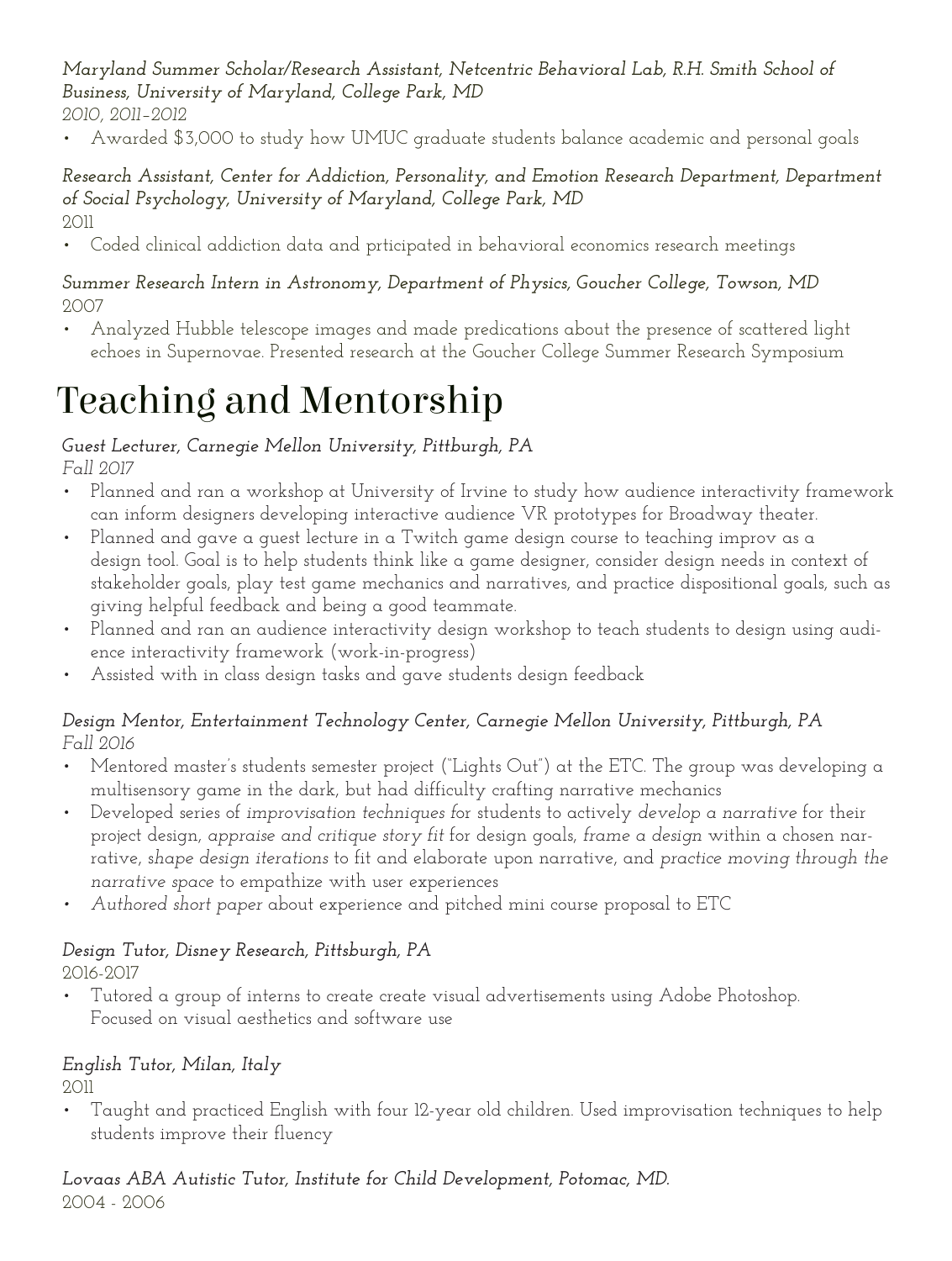*Maryland Summer Scholar/Research Assistant, Netcentric Behavioral Lab, R.H. Smith School of Business, University of Maryland, College Park, MD*
2010, 2011–2012

- Awarded $3,000 to study how UMUC graduate students balance academic and personal goals

*Research Assistant, Center for Addiction, Personality, and Emotion Research Department, Department of Social Psychology, University of Maryland, College Park, MD*
2011

- Coded clinical addiction data and prticipated in behavioral economics research meetings

*Summer Research Intern in Astronomy, Department of Physics, Goucher College, Towson, MD*
2007

- Analyzed Hubble telescope images and made predications about the presence of scattered light echoes in Supernovae. Presented research at the Goucher College Summer Research Symposium

# Teaching and Mentorship

*Guest Lecturer, Carnegie Mellon University, Pittsburgh, PA*
*Fall 2017*

- Planned and ran a workshop at University of Irvine to study how audience interactivity framework can inform designers developing interactive audience VR prototypes for Broadway theater.
- Planned and gave a guest lecture in a Twitch game design course to teaching improv as a design tool. Goal is to help students think like a game designer, consider design needs in context of stakeholder goals, play test game mechanics and narratives, and practice dispositional goals, such as giving helpful feedback and being a good teammate.
- Planned and ran an audience interactivity design workshop to teach students to design using audience interactivity framework (work-in-progress)
- Assisted with in class design tasks and gave students design feedback

*Design Mentor, Entertainment Technology Center, Carnegie Mellon University, Pittsburgh, PA*
*Fall 2016*

- Mentored master's students semester project ("Lights Out") at the ETC. The group was developing a multisensory game in the dark, but had difficulty crafting narrative mechanics
- Developed series of *improvisation techniques f*or students to actively *develop a narrative* for their project design, *appraise and critique story fit* for design goals, *frame a design* within a chosen narrative, *shape design iterations* to fit and elaborate upon narrative, and *practice moving through the narrative space* to empathize with user experiences
- *Authored short paper* about experience and pitched mini course proposal to ETC

*Design Tutor, Disney Research, Pittsburgh, PA*
2016-2017

- Tutored a group of interns to create create visual advertisements using Adobe Photoshop. Focused on visual aesthetics and software use

*English Tutor, Milan, Italy*
2011

- Taught and practiced English with four 12-year old children. Used improvisation techniques to help students improve their fluency

*Lovaas ABA Autistic Tutor, Institute for Child Development, Potomac, MD.*
2004 - 2006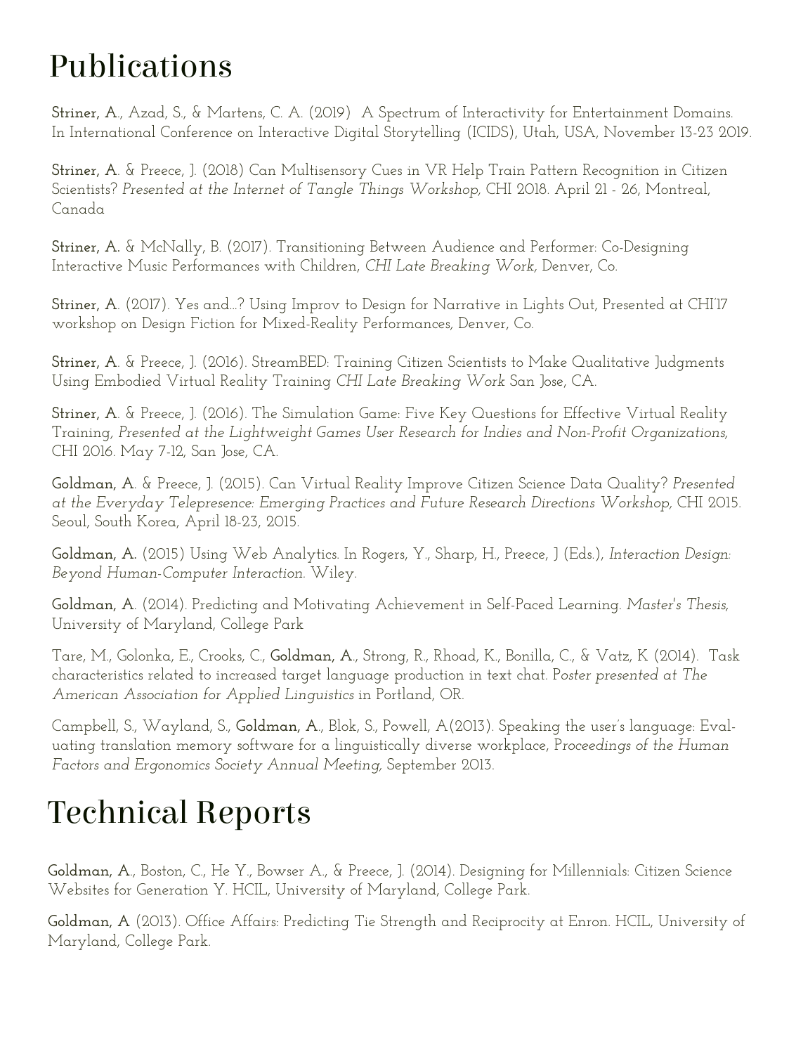# Publications

**Striner, A.**, Azad, S., & Martens, C. A. (2019) A Spectrum of Interactivity for Entertainment Domains. In International Conference on Interactive Digital Storytelling (ICIDS), Utah, USA, November 13-23 2019.

**Striner, A.** & Preece, J. (2018) Can Multisensory Cues in VR Help Train Pattern Recognition in Citizen Scientists? *Presented at the Internet of Tangle Things Workshop,* CHI 2018. April 21 - 26, Montreal, Canada

**Striner, A.** & McNally, B. (2017). Transitioning Between Audience and Performer: Co-Designing Interactive Music Performances with Children, *CHI Late Breaking Work,* Denver, Co.

**Striner, A.** (2017). Yes and...? Using Improv to Design for Narrative in Lights Out, Presented at CHI'17 workshop on Design Fiction for Mixed-Reality Performances, Denver, Co.

**Striner, A.** & Preece, J. (2016). StreamBED: Training Citizen Scientists to Make Qualitative Judgments Using Embodied Virtual Reality Training *CHI Late Breaking Work* San Jose, CA.

**Striner, A.** & Preece, J. (2016). The Simulation Game: Five Key Questions for Effective Virtual Reality Training, *Presented at the Lightweight Games User Research for Indies and Non-Profit Organizations,* CHI 2016. May 7-12, San Jose, CA.

**Goldman, A.** & Preece, J. (2015). Can Virtual Reality Improve Citizen Science Data Quality? *Presented at the Everyday Telepresence: Emerging Practices and Future Research Directions Workshop,* CHI 2015. Seoul, South Korea, April 18-23, 2015.

**Goldman, A.** (2015) Using Web Analytics. In Rogers, Y., Sharp, H., Preece, J (Eds.), *Interaction Design: Beyond Human-Computer Interaction.* Wiley.

**Goldman, A.** (2014). Predicting and Motivating Achievement in Self-Paced Learning. *Master's Thesis,* University of Maryland, College Park

Tare, M., Golonka, E., Crooks, C., **Goldman, A.**, Strong, R., Rhoad, K., Bonilla, C., & Vatz, K (2014). Task characteristics related to increased target language production in text chat. P*oster presented at The American Association for Applied Linguistics* in Portland, OR.

Campbell, S., Wayland, S., **Goldman, A.**, Blok, S., Powell, A(2013). Speaking the user's language: Evaluating translation memory software for a linguistically diverse workplace, P*roceedings of the Human Factors and Ergonomics Society Annual Meeting,* September 2013.

# Technical Reports

**Goldman, A.**, Boston, C., He Y., Bowser A., & Preece, J. (2014). Designing for Millennials: Citizen Science Websites for Generation Y. HCIL, University of Maryland, College Park.

**Goldman, A** (2013). Office Affairs: Predicting Tie Strength and Reciprocity at Enron. HCIL, University of Maryland, College Park.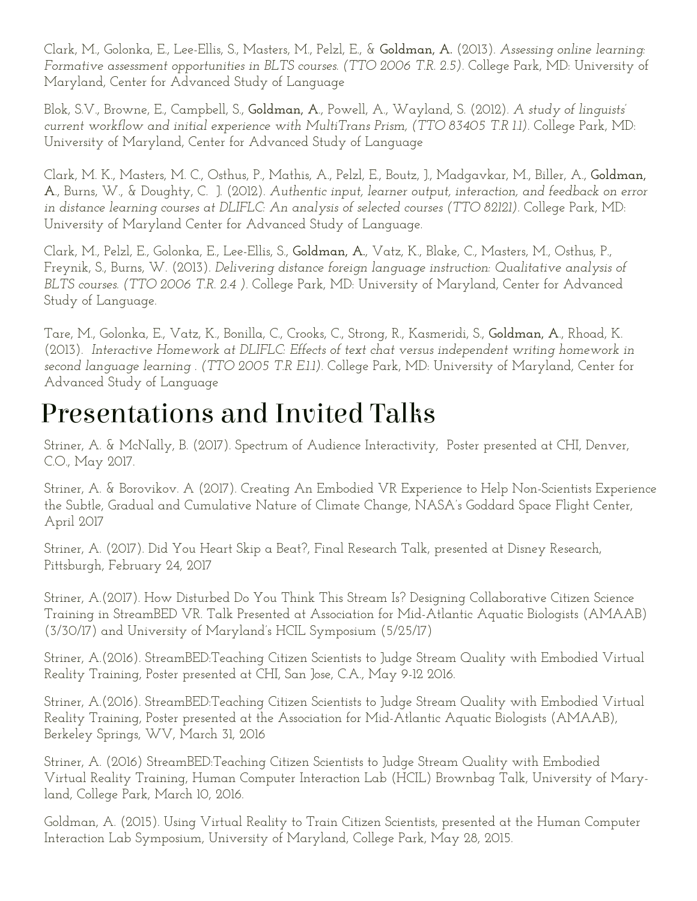Clark, M., Golonka, E., Lee-Ellis, S., Masters, M., Pelzl, E., & **Goldman, A.** (2013). *Assessing online learning: Formative assessment opportunities in BLTS courses. (TTO 2006 T.R. 2.5)*. College Park, MD: University of Maryland, Center for Advanced Study of Language

Blok, S.V., Browne, E., Campbell, S., **Goldman, A.**, Powell, A., Wayland, S. (2012). *A study of linguists' current workflow and initial experience with MultiTrans Prism, (TTO 83405 T.R 1.1)*. College Park, MD: University of Maryland, Center for Advanced Study of Language

Clark, M. K., Masters, M. C., Osthus, P., Mathis, A., Pelzl, E., Boutz, J., Madgavkar, M., Biller, A., **Goldman, A.**, Burns, W., & Doughty, C. J. (2012). *Authentic input, learner output, interaction, and feedback on error in distance learning courses at DLIFLC: An analysis of selected courses (TTO 82121)*. College Park, MD: University of Maryland Center for Advanced Study of Language.

Clark, M., Pelzl, E., Golonka, E., Lee-Ellis, S., **Goldman, A.**, Vatz, K., Blake, C., Masters, M., Osthus, P., Freynik, S., Burns, W. (2013). *Delivering distance foreign language instruction: Qualitative analysis of BLTS courses. (TTO 2006 T.R. 2.4 )*. College Park, MD: University of Maryland, Center for Advanced Study of Language.

Tare, M., Golonka, E., Vatz, K., Bonilla, C., Crooks, C., Strong, R., Kasmeridi, S., **Goldman, A.**, Rhoad, K. (2013). *Interactive Homework at DLIFLC: Effects of text chat versus independent writing homework in second language learning . (TTO 2005 T.R E.1.1)*. College Park, MD: University of Maryland, Center for Advanced Study of Language

# Presentations and Invited Talks

Striner, A. & McNally, B. (2017). Spectrum of Audience Interactivity, Poster presented at CHI, Denver, C.O., May 2017.

Striner, A. & Borovikov. A (2017). Creating An Embodied VR Experience to Help Non-Scientists Experience the Subtle, Gradual and Cumulative Nature of Climate Change, NASA's Goddard Space Flight Center, April 2017

Striner, A. (2017). Did You Heart Skip a Beat?, Final Research Talk, presented at Disney Research, Pittsburgh, February 24, 2017

Striner, A.(2017). How Disturbed Do You Think This Stream Is? Designing Collaborative Citizen Science Training in StreamBED VR. Talk Presented at Association for Mid-Atlantic Aquatic Biologists (AMAAB) (3/30/17) and University of Maryland's HCIL Symposium (5/25/17)

Striner, A.(2016). StreamBED:Teaching Citizen Scientists to Judge Stream Quality with Embodied Virtual Reality Training, Poster presented at CHI, San Jose, C.A., May 9-12 2016.

Striner, A.(2016). StreamBED:Teaching Citizen Scientists to Judge Stream Quality with Embodied Virtual Reality Training, Poster presented at the Association for Mid-Atlantic Aquatic Biologists (AMAAB), Berkeley Springs, WV, March 31, 2016

Striner, A. (2016) StreamBED:Teaching Citizen Scientists to Judge Stream Quality with Embodied Virtual Reality Training, Human Computer Interaction Lab (HCIL) Brownbag Talk, University of Maryland, College Park, March 10, 2016.

Goldman, A. (2015). Using Virtual Reality to Train Citizen Scientists, presented at the Human Computer Interaction Lab Symposium, University of Maryland, College Park, May 28, 2015.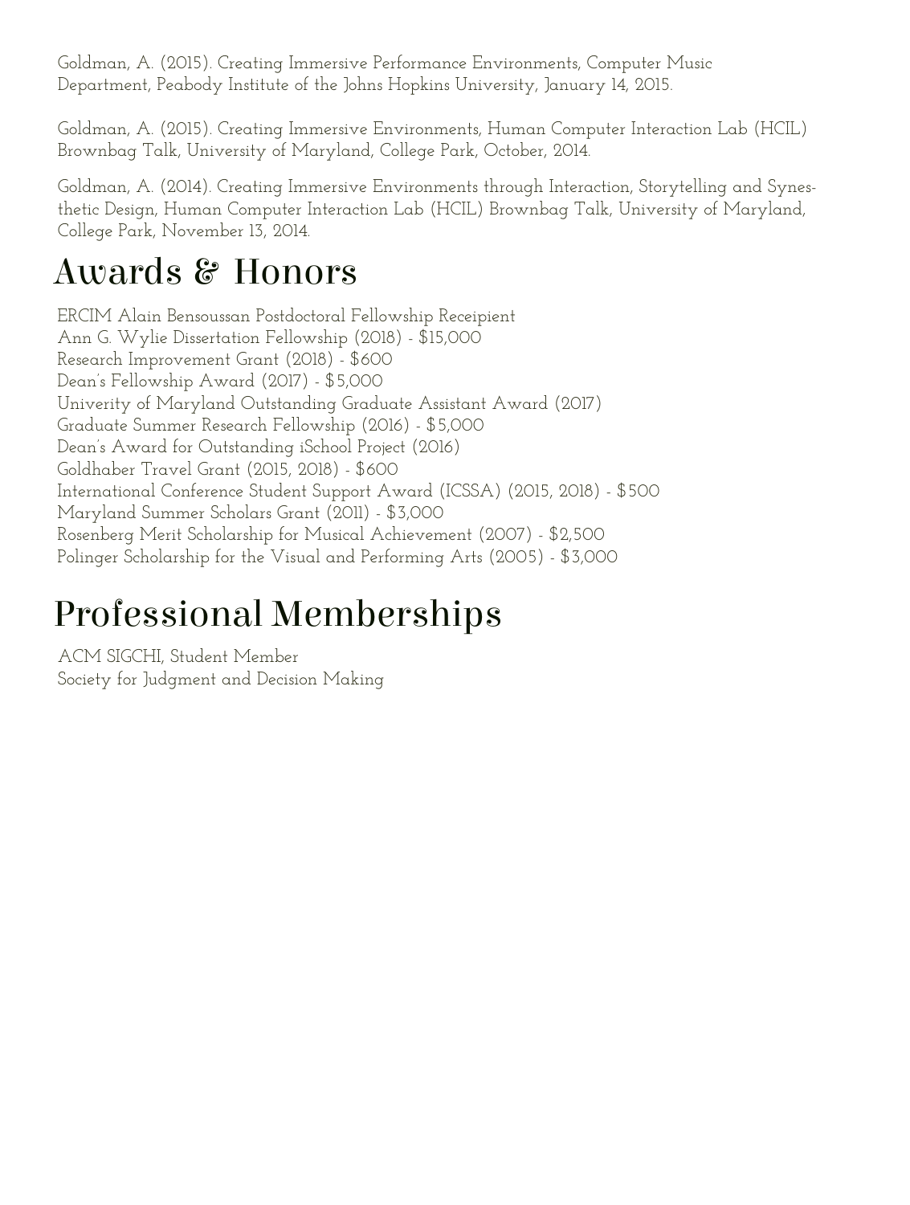Goldman, A. (2015). Creating Immersive Performance Environments, Computer Music Department, Peabody Institute of the Johns Hopkins University, January 14, 2015.

Goldman, A. (2015). Creating Immersive Environments, Human Computer Interaction Lab (HCIL) Brownbag Talk, University of Maryland, College Park, October, 2014.

Goldman, A. (2014). Creating Immersive Environments through Interaction, Storytelling and Synesthetic Design, Human Computer Interaction Lab (HCIL) Brownbag Talk, University of Maryland, College Park, November 13, 2014.

# Awards & Honors

ERCIM Alain Bensoussan Postdoctoral Fellowship Receipient
Ann G. Wylie Dissertation Fellowship (2018) - $15,000
Research Improvement Grant (2018) - $600
Dean's Fellowship Award (2017) - $5,000
Univerity of Maryland Outstanding Graduate Assistant Award (2017)
Graduate Summer Research Fellowship (2016) - $5,000
Dean's Award for Outstanding iSchool Project (2016)
Goldhaber Travel Grant (2015, 2018) - $600
International Conference Student Support Award (ICSSA) (2015, 2018) - $500
Maryland Summer Scholars Grant (2011) - $3,000
Rosenberg Merit Scholarship for Musical Achievement (2007) - $2,500
Polinger Scholarship for the Visual and Performing Arts (2005) - $3,000

# Professional Memberships

ACM SIGCHI, Student Member
Society for Judgment and Decision Making